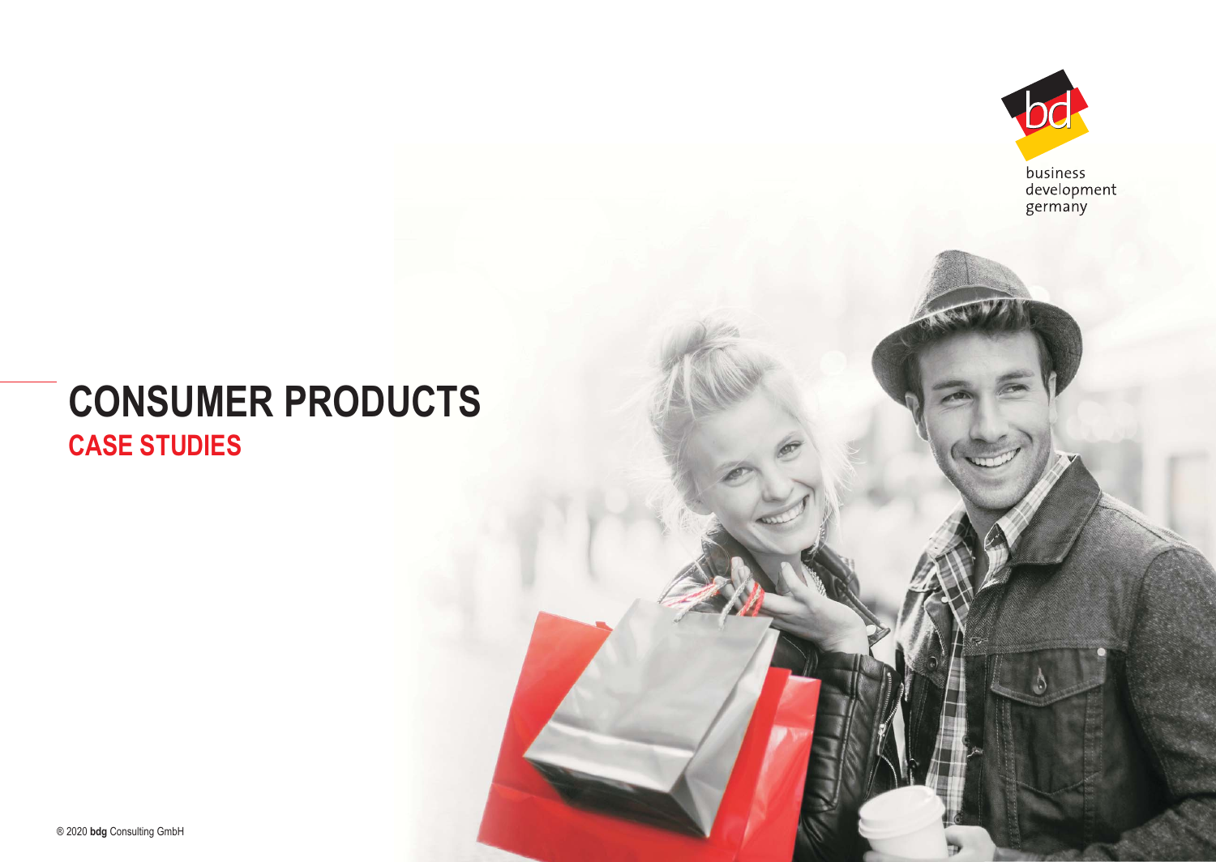business
development
germany

# CONSUMER PRODUCTS

## CASE STUDIES

® 2020 **bdg** Consulting GmbH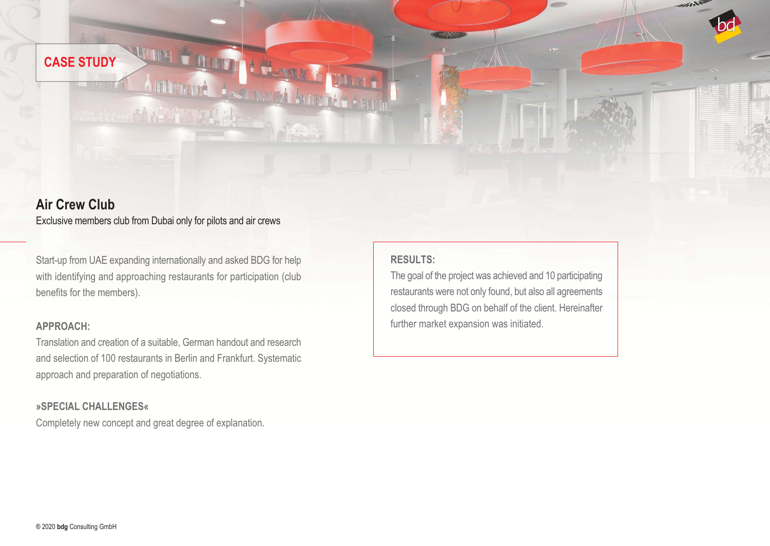CASE STUDY

## Air Crew Club

Exclusive members club from Dubai only for pilots and air crews

Start-up from UAE expanding internationally and asked BDG for help with identifying and approaching restaurants for participation (club benefits for the members).

### APPROACH:

Translation and creation of a suitable, German handout and research and selection of 100 restaurants in Berlin and Frankfurt. Systematic approach and preparation of negotiations.

### »SPECIAL CHALLENGES«

Completely new concept and great degree of explanation.

### RESULTS:

The goal of the project was achieved and 10 participating restaurants were not only found, but also all agreements closed through BDG on behalf of the client. Hereinafter further market expansion was initiated.

® 2020 **bdg** Consulting GmbH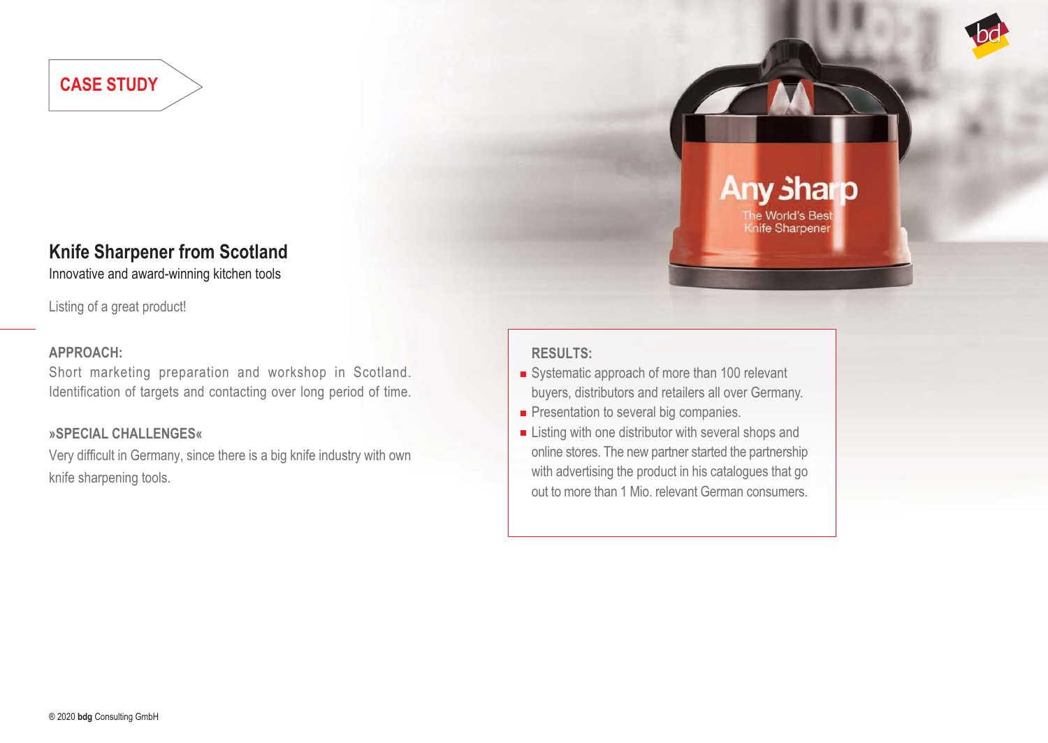CASE STUDY

## Knife Sharpener from Scotland

Innovative and award-winning kitchen tools

Listing of a great product!

**APPROACH:**

Short marketing preparation and workshop in Scotland. Identification of targets and contacting over long period of time.

**»SPECIAL CHALLENGES«**

Very difficult in Germany, since there is a big knife industry with own knife sharpening tools.

**RESULTS:**

- Systematic approach of more than 100 relevant buyers, distributors and retailers all over Germany.
- Presentation to several big companies.
- Listing with one distributor with several shops and online stores. The new partner started the partnership with advertising the product in his catalogues that go out to more than 1 Mio. relevant German consumers.

® 2020 **bdg** Consulting GmbH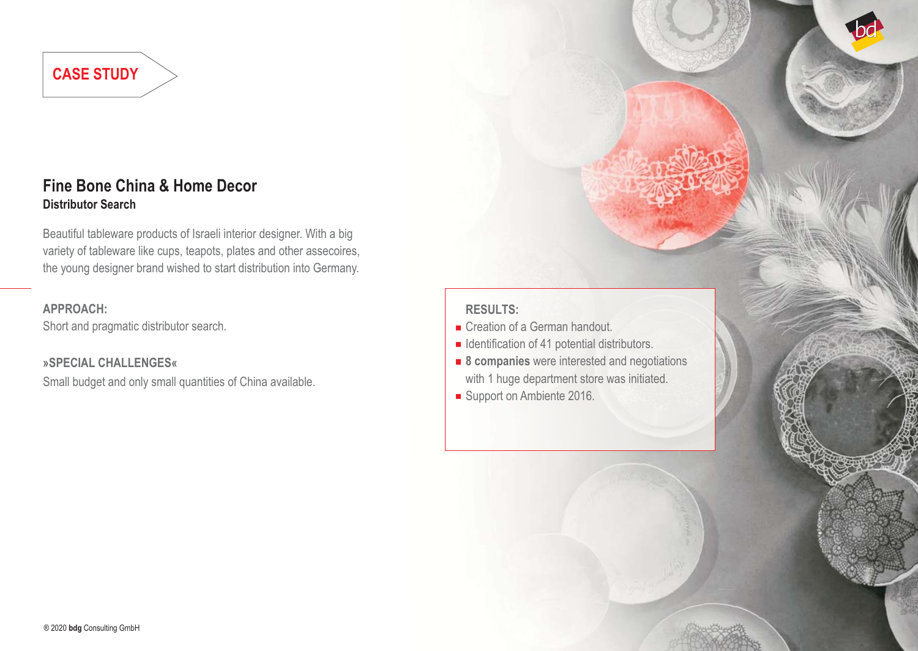CASE STUDY

## Fine Bone China & Home Decor

**Distributor Search**

Beautiful tableware products of Israeli interior designer. With a big variety of tableware like cups, teapots, plates and other assecoires, the young designer brand wished to start distribution into Germany.

**APPROACH:**

Short and pragmatic distributor search.

**»SPECIAL CHALLENGES«**

Small budget and only small quantities of China available.

**RESULTS:**

- Creation of a German handout.
- Identification of 41 potential distributors.
- **8 companies** were interested and negotiations with 1 huge department store was initiated.
- Support on Ambiente 2016.

® 2020 **bdg** Consulting GmbH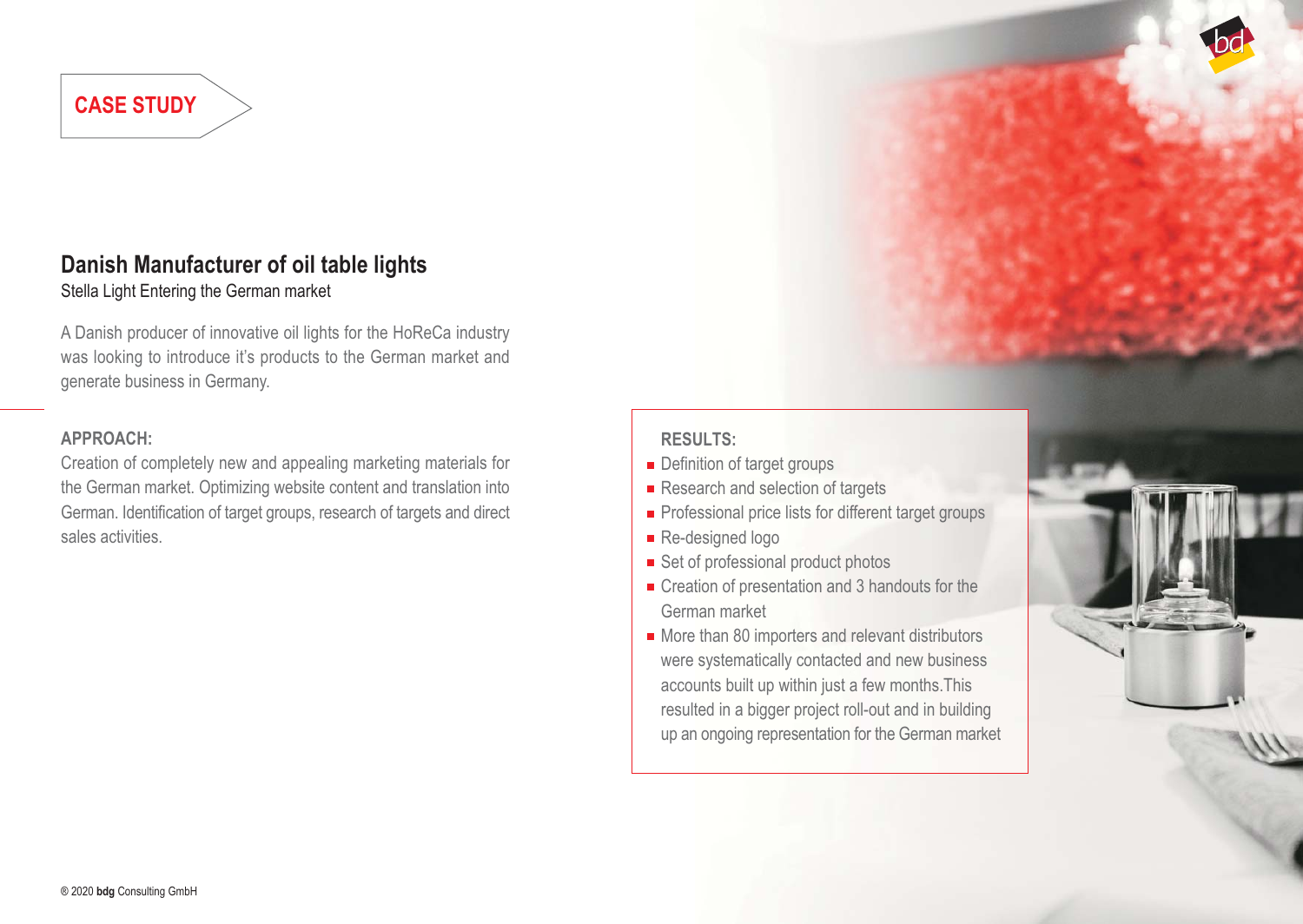CASE STUDY

## Danish Manufacturer of oil table lights

Stella Light Entering the German market

A Danish producer of innovative oil lights for the HoReCa industry was looking to introduce it's products to the German market and generate business in Germany.

**APPROACH:**

Creation of completely new and appealing marketing materials for the German market. Optimizing website content and translation into German. Identification of target groups, research of targets and direct sales activities.

**RESULTS:**

- Definition of target groups
- Research and selection of targets
- Professional price lists for different target groups
- Re-designed logo
- Set of professional product photos
- Creation of presentation and 3 handouts for the German market
- More than 80 importers and relevant distributors were systematically contacted and new business accounts built up within just a few months.This resulted in a bigger project roll-out and in building up an ongoing representation for the German market

® 2020 **bdg** Consulting GmbH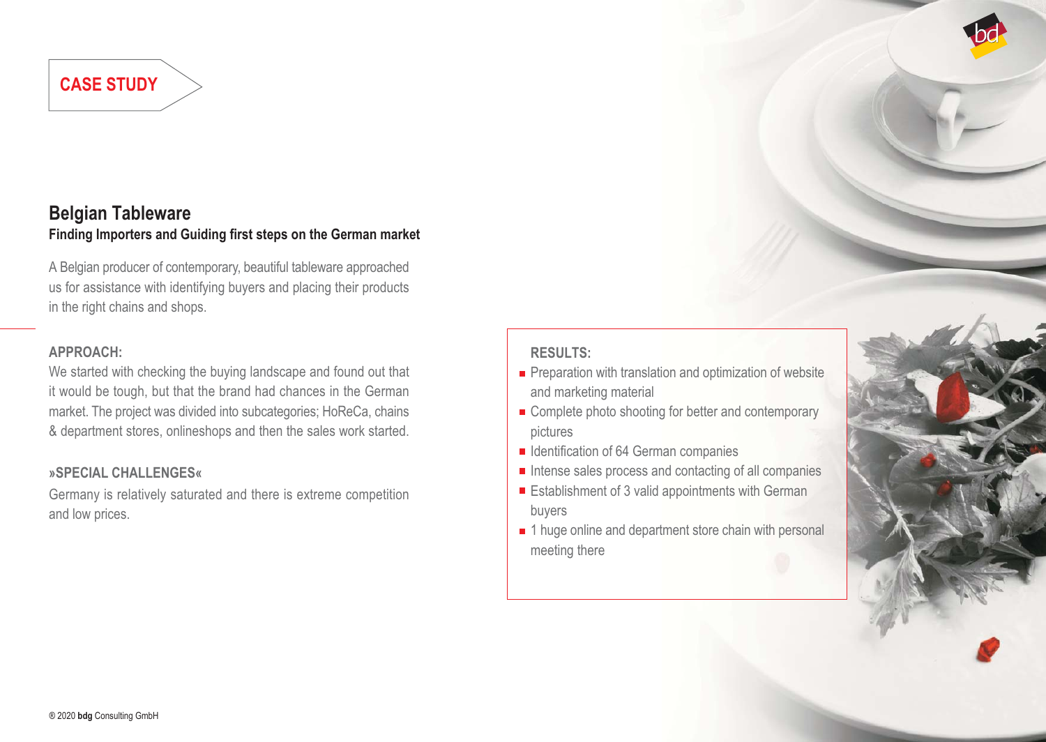CASE STUDY

## Belgian Tableware

**Finding Importers and Guiding first steps on the German market**

A Belgian producer of contemporary, beautiful tableware approached us for assistance with identifying buyers and placing their products in the right chains and shops.

### APPROACH:

We started with checking the buying landscape and found out that it would be tough, but that the brand had chances in the German market. The project was divided into subcategories; HoReCa, chains & department stores, onlineshops and then the sales work started.

### »SPECIAL CHALLENGES«

Germany is relatively saturated and there is extreme competition and low prices.

### RESULTS:

- Preparation with translation and optimization of website and marketing material
- Complete photo shooting for better and contemporary pictures
- Identification of 64 German companies
- Intense sales process and contacting of all companies
- Establishment of 3 valid appointments with German buyers
- 1 huge online and department store chain with personal meeting there

® 2020 **bdg** Consulting GmbH